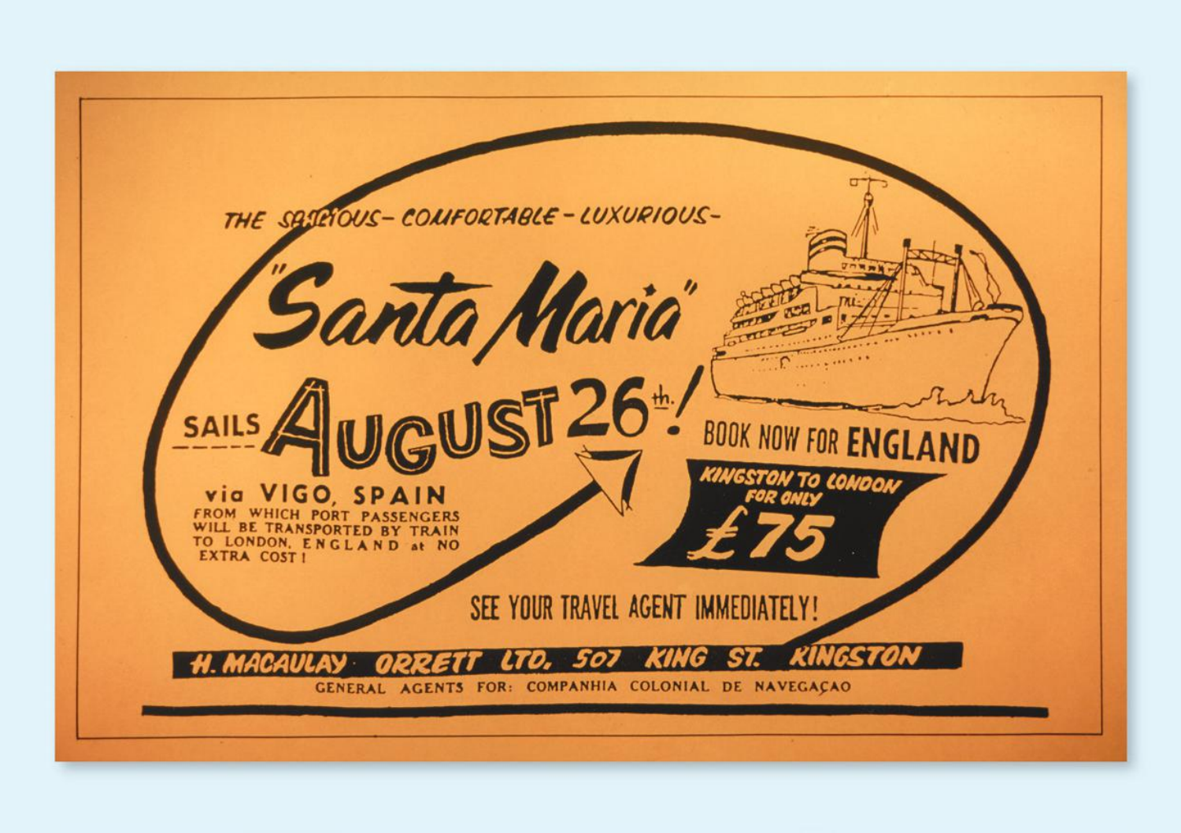THE SPACIOUS – COMFORTABLE – LUXURIOUS –

# "Santa Maria"

## SAILS AUGUST 26th!

via VIGO, SPAIN

FROM WHICH PORT PASSENGERS WILL BE TRANSPORTED BY TRAIN TO LONDON, ENGLAND at NO EXTRA COST!

**BOOK NOW FOR ENGLAND**

KINGSTON TO LONDON FOR ONLY

**£75**

SEE YOUR TRAVEL AGENT IMMEDIATELY!

**H. MACAULAY ORRETT LTD. 507 KING ST. KINGSTON**

GENERAL AGENTS FOR: COMPANHIA COLONIAL DE NAVEGAÇAO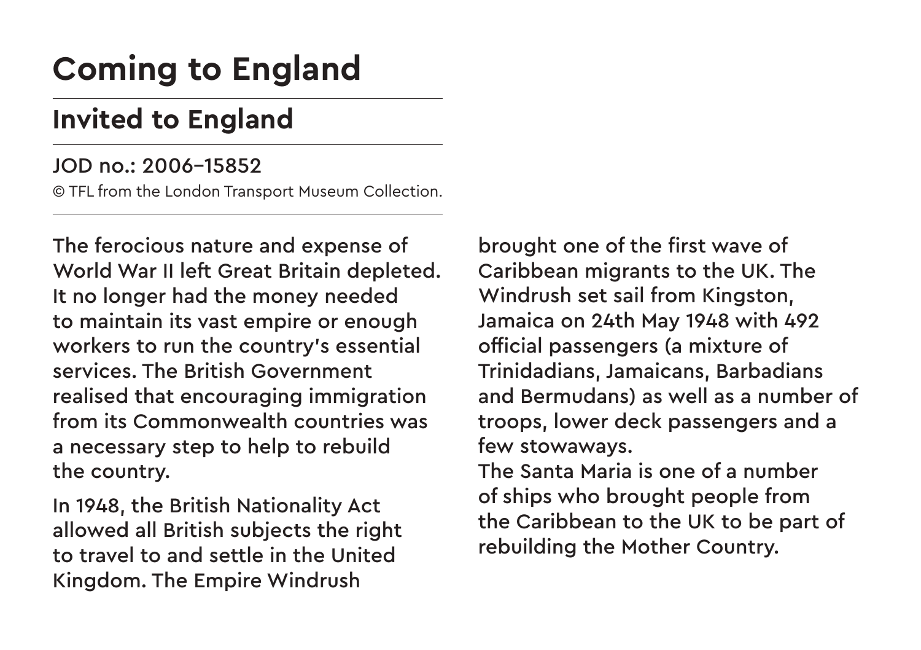# Coming to England

## Invited to England

JOD no.: 2006–15852

© TFL from the London Transport Museum Collection.

The ferocious nature and expense of World War II left Great Britain depleted. It no longer had the money needed to maintain its vast empire or enough workers to run the country's essential services. The British Government realised that encouraging immigration from its Commonwealth countries was a necessary step to help to rebuild the country.

In 1948, the British Nationality Act allowed all British subjects the right to travel to and settle in the United Kingdom. The Empire Windrush brought one of the first wave of Caribbean migrants to the UK. The Windrush set sail from Kingston, Jamaica on 24th May 1948 with 492 official passengers (a mixture of Trinidadians, Jamaicans, Barbadians and Bermudans) as well as a number of troops, lower deck passengers and a few stowaways.

The Santa Maria is one of a number of ships who brought people from the Caribbean to the UK to be part of rebuilding the Mother Country.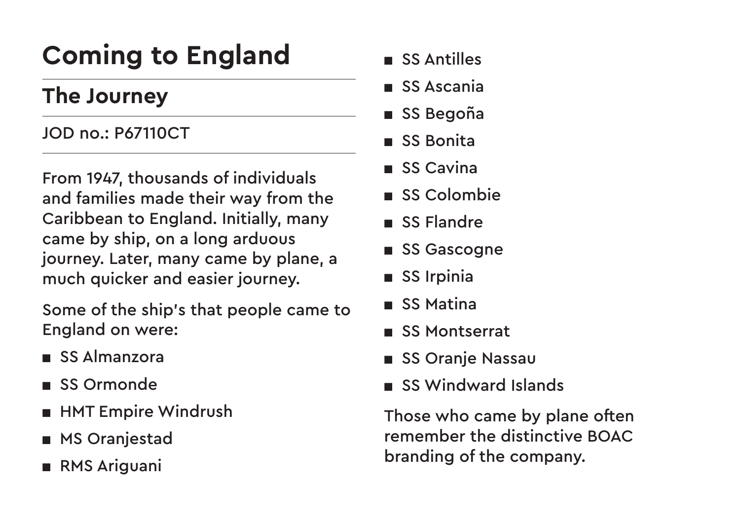# Coming to England

## The Journey

JOD no.: P67110CT

From 1947, thousands of individuals and families made their way from the Caribbean to England. Initially, many came by ship, on a long arduous journey. Later, many came by plane, a much quicker and easier journey.

Some of the ship's that people came to England on were:

- SS Almanzora
- SS Ormonde
- HMT Empire Windrush
- MS Oranjestad
- RMS Ariguani
- SS Antilles
- SS Ascania
- SS Begoña
- SS Bonita
- SS Cavina
- SS Colombie
- SS Flandre
- SS Gascogne
- SS Irpinia
- SS Matina
- SS Montserrat
- SS Oranje Nassau
- SS Windward Islands

Those who came by plane often remember the distinctive BOAC branding of the company.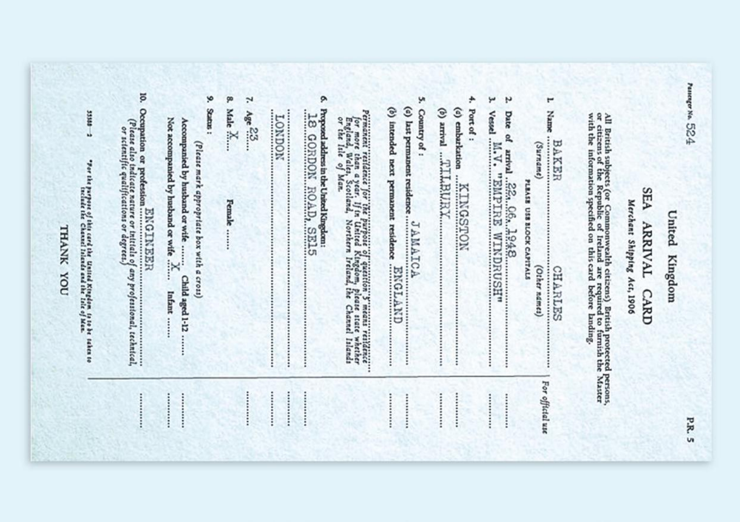Passenger No. 524

P.R. 5

# United Kingdom

## SEA ARRIVAL CARD

*Merchant Shipping Act, 1906*

All British subjects (or Commonwealth citizens) British protected persons, or citizens of the Republic of Ireland are required to furnish the Master with the information specified on this card before landing.

For official use

1. Name ........ BAKER ........ CHARLES
   (Surname) (Other names)
   PLEASE USE BLOCK CAPITALS

2. Date of arrival .... 22.06.1948

3. Vessel .... M.V. "EMPIRE WINDRUSH"

4. Port of :
   (a) embarkation .... KINGSTON
   (b) arrival .... TILBURY

5. Country of :
   (a) last permanent residence .... JAMAICA
   (b) intended next permanent residence .... ENGLAND

*Permanent residence for the purpose of question 5 means residence for more than a year. If in United Kingdom, please state whether England, Wales, Scotland, Northern Ireland, the Channel Islands or the Isle of Man.*

6. Proposed address in the United Kingdom:
   18 GORDON ROAD, SE15
   LONDON

7. Age 23

8. Male X .... Female ....

9. Status :
   *(Please mark appropriate box with a cross)*
   Accompanied by husband or wife .... Child aged 1-12 ....
   Not accompanied by husband or wife .... X .... Infant ....

10. Occupation or profession .... ENGINEER
    *(Please also indicate nature or initials of any professional, technical, or scientific qualifications or degrees)*

53588 — 2

\*For the purpose of this card the United Kingdom is to be taken to include the Channel Islands and the Isle of Man.

THANK YOU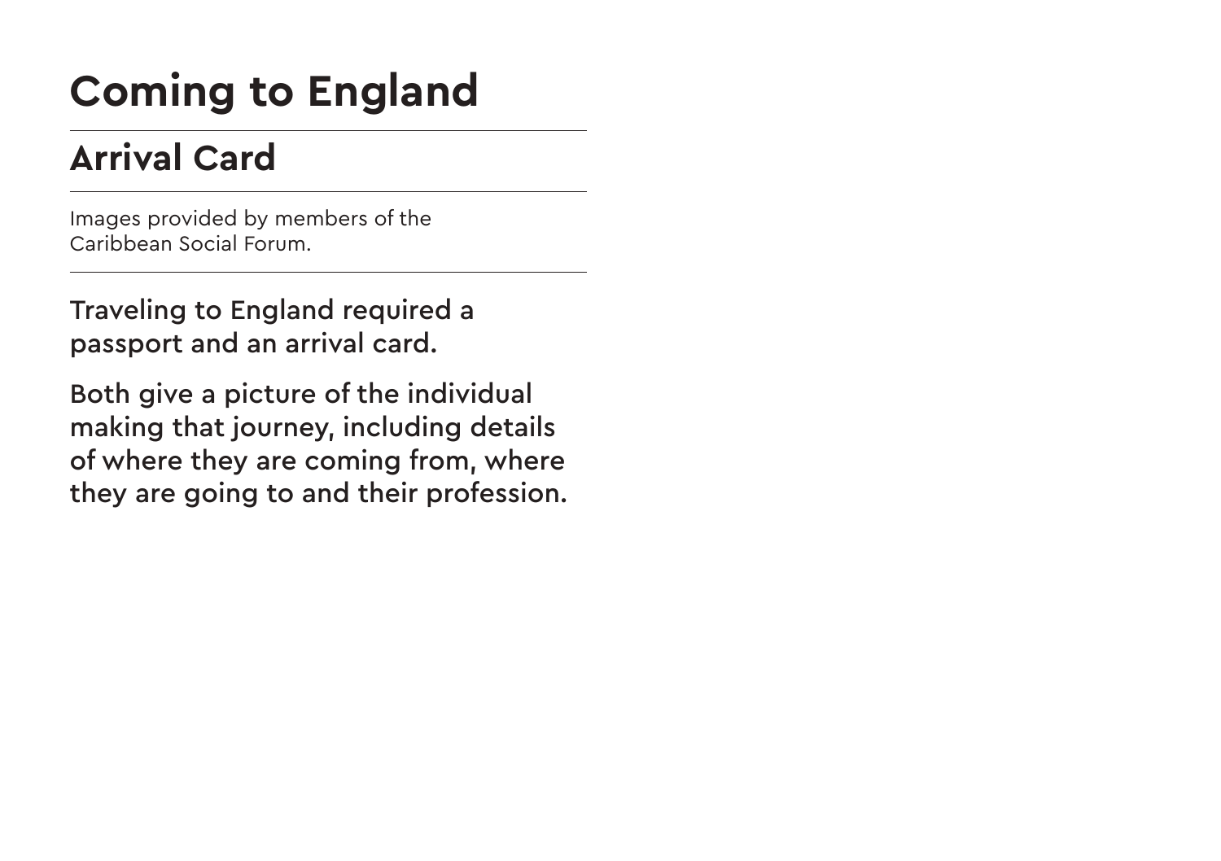# Coming to England

## Arrival Card

Images provided by members of the Caribbean Social Forum.

Traveling to England required a passport and an arrival card.

Both give a picture of the individual making that journey, including details of where they are coming from, where they are going to and their profession.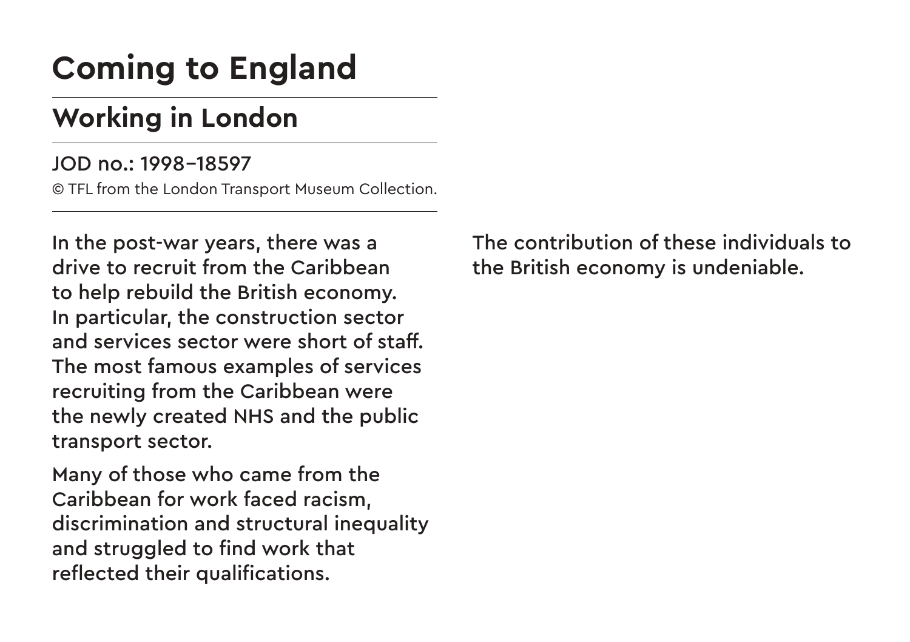# Coming to England

## Working in London

JOD no.: 1998–18597

© TFL from the London Transport Museum Collection.

In the post-war years, there was a drive to recruit from the Caribbean to help rebuild the British economy. In particular, the construction sector and services sector were short of staff. The most famous examples of services recruiting from the Caribbean were the newly created NHS and the public transport sector.

Many of those who came from the Caribbean for work faced racism, discrimination and structural inequality and struggled to find work that reflected their qualifications.

The contribution of these individuals to the British economy is undeniable.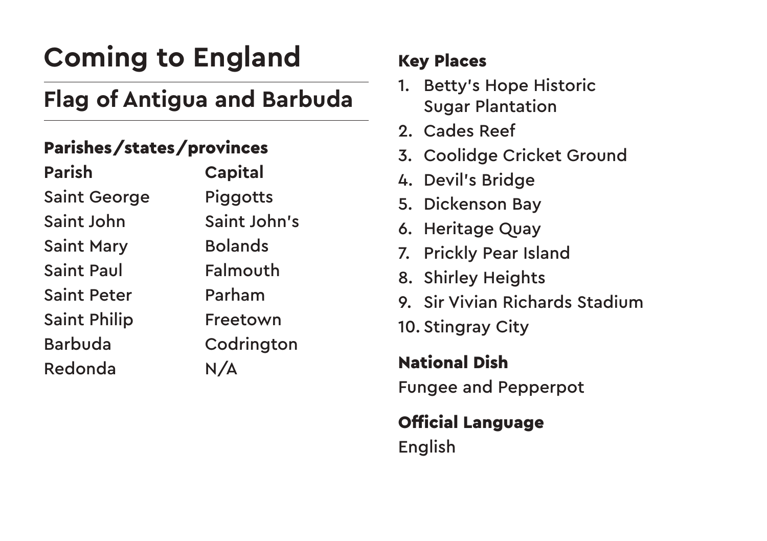# Coming to England

## Flag of Antigua and Barbuda

### Parishes/states/provinces

| Parish | Capital |
| --- | --- |
| Saint George | Piggotts |
| Saint John | Saint John's |
| Saint Mary | Bolands |
| Saint Paul | Falmouth |
| Saint Peter | Parham |
| Saint Philip | Freetown |
| Barbuda | Codrington |
| Redonda | N/A |

### Key Places

1. Betty's Hope Historic Sugar Plantation
2. Cades Reef
3. Coolidge Cricket Ground
4. Devil's Bridge
5. Dickenson Bay
6. Heritage Quay
7. Prickly Pear Island
8. Shirley Heights
9. Sir Vivian Richards Stadium
10. Stingray City

### National Dish

Fungee and Pepperpot

### Official Language

English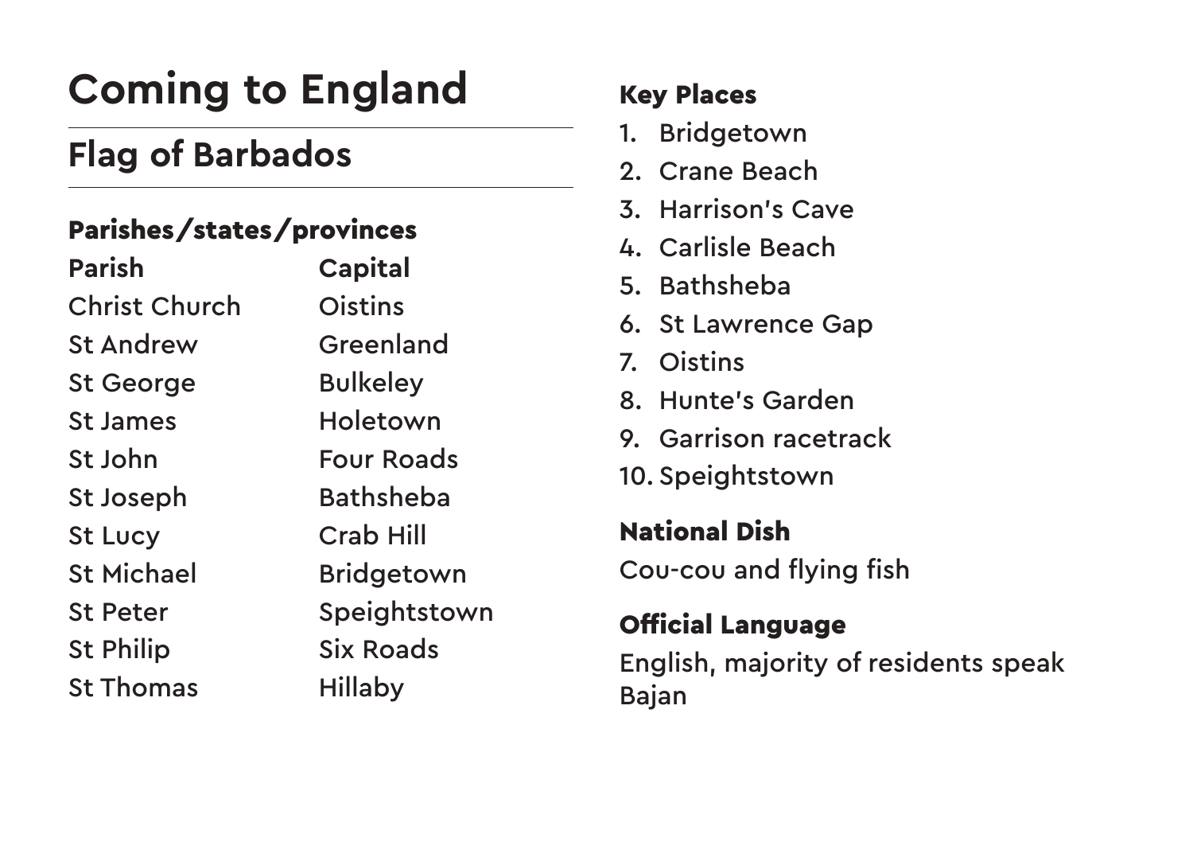# Coming to England

## Flag of Barbados

### Parishes/states/provinces

| Parish | Capital |
|---|---|
| Christ Church | Oistins |
| St Andrew | Greenland |
| St George | Bulkeley |
| St James | Holetown |
| St John | Four Roads |
| St Joseph | Bathsheba |
| St Lucy | Crab Hill |
| St Michael | Bridgetown |
| St Peter | Speightstown |
| St Philip | Six Roads |
| St Thomas | Hillaby |

### Key Places

1. Bridgetown
2. Crane Beach
3. Harrison's Cave
4. Carlisle Beach
5. Bathsheba
6. St Lawrence Gap
7. Oistins
8. Hunte's Garden
9. Garrison racetrack
10. Speightstown

### National Dish

Cou-cou and flying fish

### Official Language

English, majority of residents speak Bajan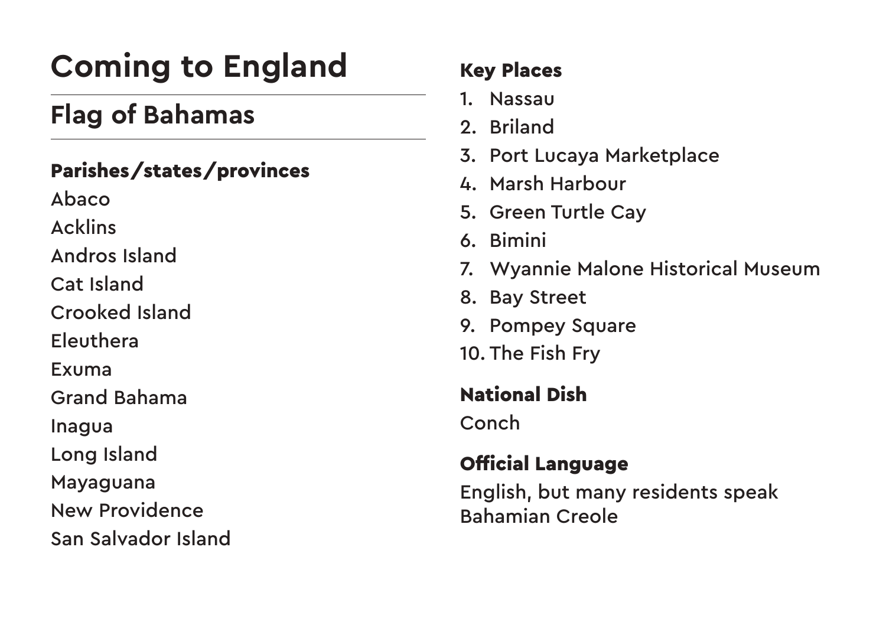# Coming to England

## Flag of Bahamas

### Parishes/states/provinces

Abaco

Acklins

Andros Island

Cat Island

Crooked Island

Eleuthera

Exuma

Grand Bahama

Inagua

Long Island

Mayaguana

New Providence

San Salvador Island

### Key Places

1. Nassau
2. Briland
3. Port Lucaya Marketplace
4. Marsh Harbour
5. Green Turtle Cay
6. Bimini
7. Wyannie Malone Historical Museum
8. Bay Street
9. Pompey Square
10. The Fish Fry

### National Dish

Conch

### Official Language

English, but many residents speak Bahamian Creole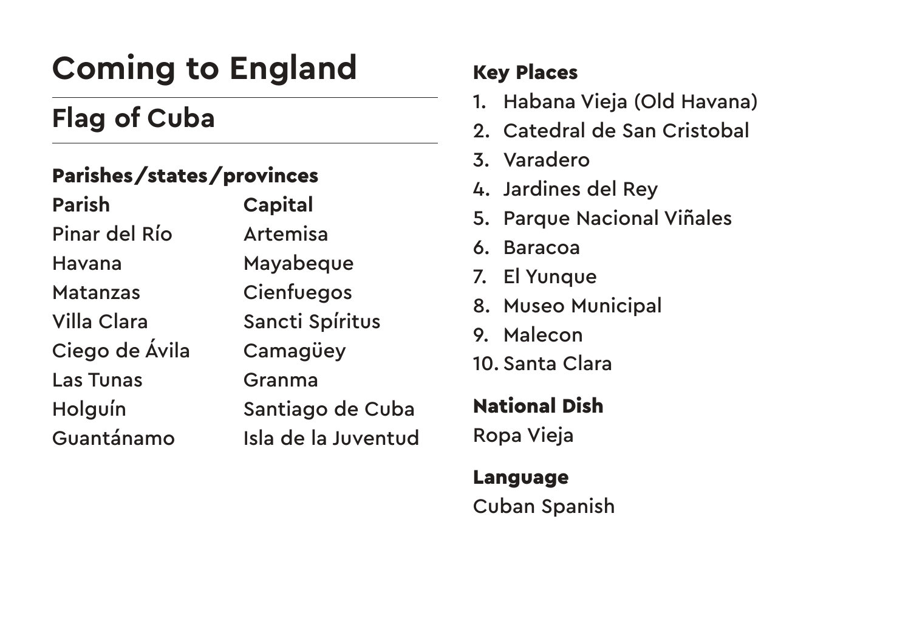# Coming to England

## Flag of Cuba

### Parishes/states/provinces

| Parish | Capital |
| --- | --- |
| Pinar del Río | Artemisa |
| Havana | Mayabeque |
| Matanzas | Cienfuegos |
| Villa Clara | Sancti Spíritus |
| Ciego de Ávila | Camagüey |
| Las Tunas | Granma |
| Holguín | Santiago de Cuba |
| Guantánamo | Isla de la Juventud |

### Key Places

1. Habana Vieja (Old Havana)
2. Catedral de San Cristobal
3. Varadero
4. Jardines del Rey
5. Parque Nacional Viñales
6. Baracoa
7. El Yunque
8. Museo Municipal
9. Malecon
10. Santa Clara

### National Dish

Ropa Vieja

### Language

Cuban Spanish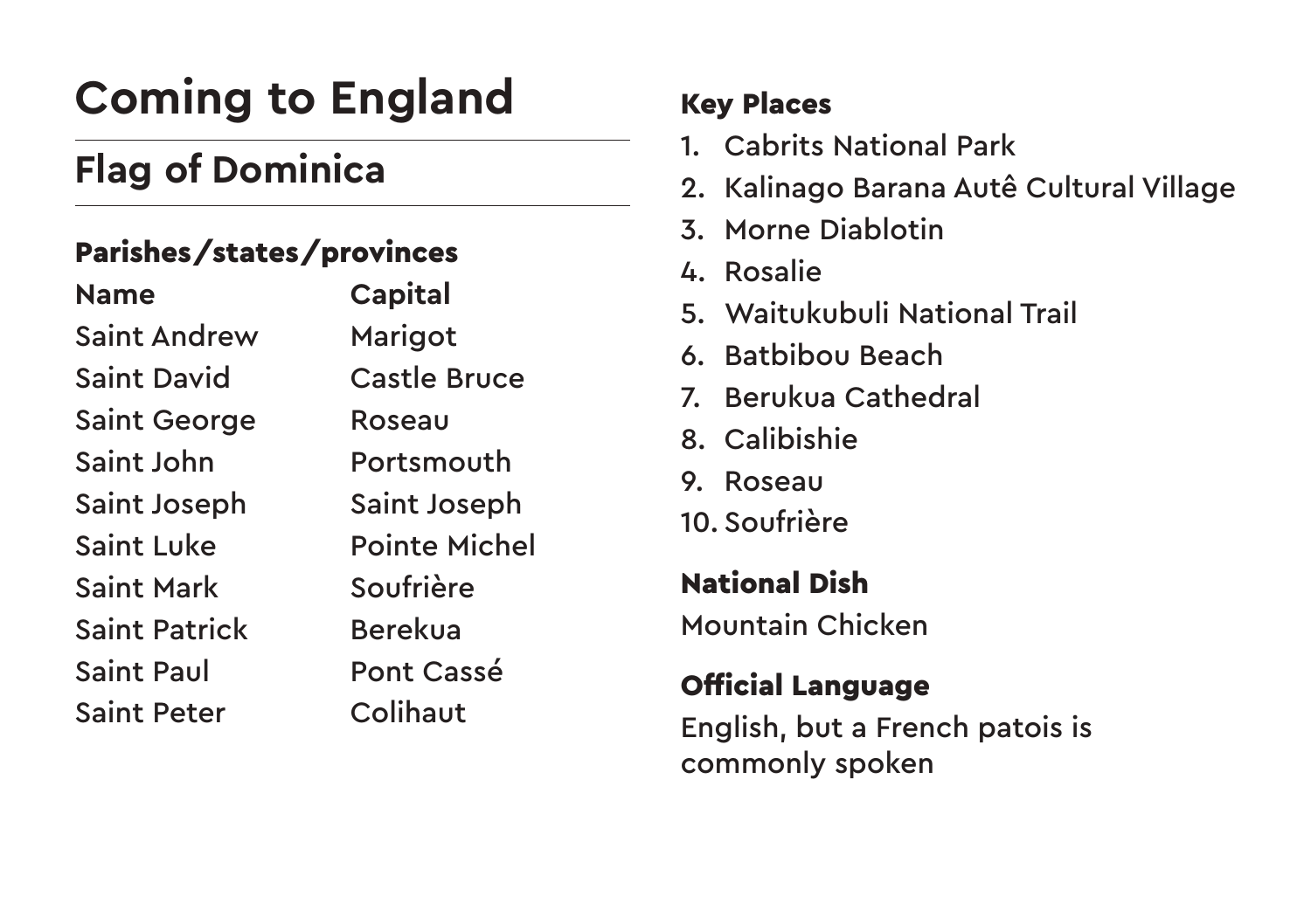# Coming to England

## Flag of Dominica

### Parishes/states/provinces

| Name | Capital |
|---|---|
| Saint Andrew | Marigot |
| Saint David | Castle Bruce |
| Saint George | Roseau |
| Saint John | Portsmouth |
| Saint Joseph | Saint Joseph |
| Saint Luke | Pointe Michel |
| Saint Mark | Soufrière |
| Saint Patrick | Berekua |
| Saint Paul | Pont Cassé |
| Saint Peter | Colihaut |

### Key Places

1. Cabrits National Park
2. Kalinago Barana Autê Cultural Village
3. Morne Diablotin
4. Rosalie
5. Waitukubuli National Trail
6. Batbibou Beach
7. Berukua Cathedral
8. Calibishie
9. Roseau
10. Soufrière

### National Dish

Mountain Chicken

### Official Language

English, but a French patois is commonly spoken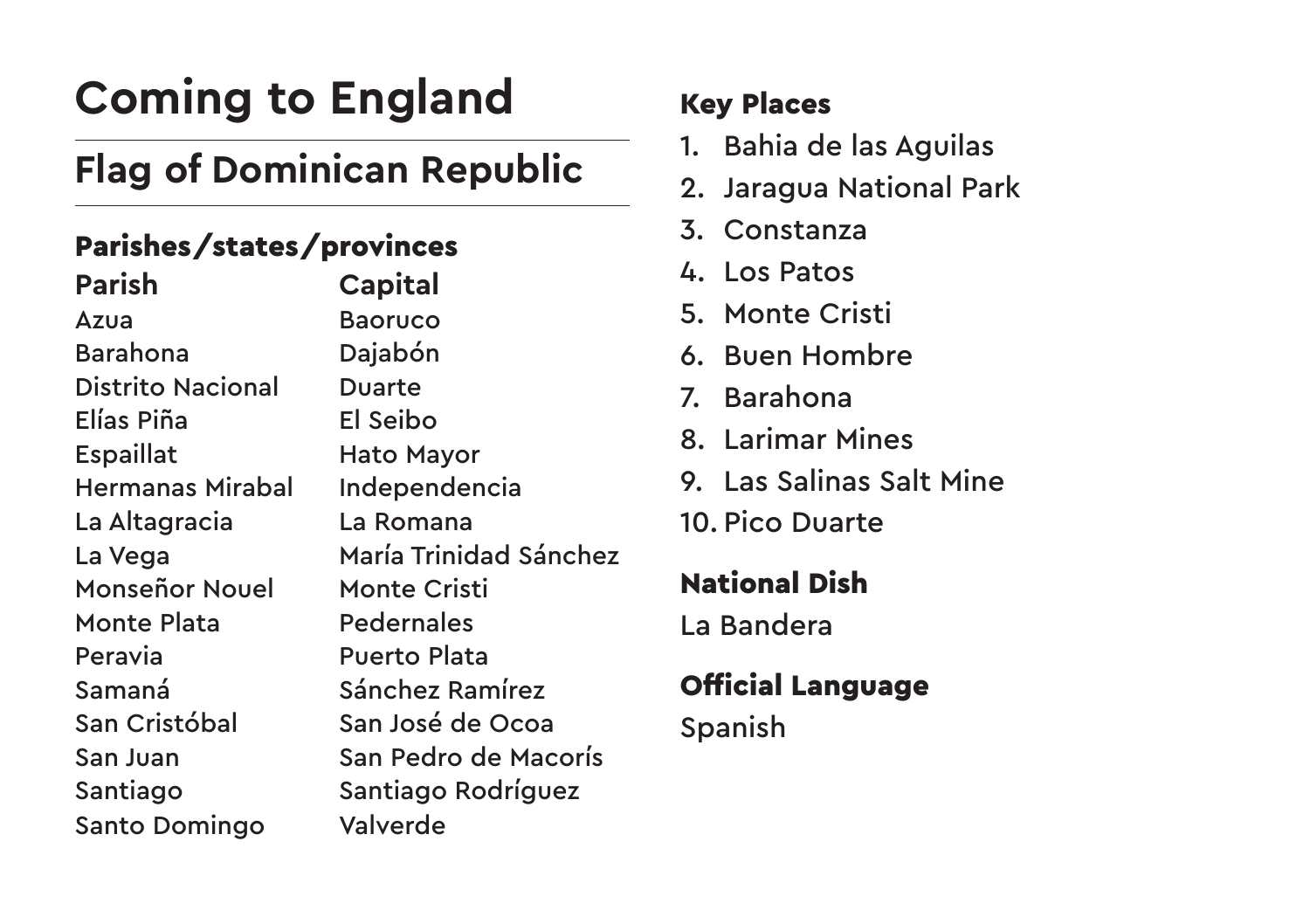# Coming to England

## Flag of Dominican Republic

### Parishes/states/provinces

| Parish | Capital |
| --- | --- |
| Azua | Baoruco |
| Barahona | Dajabón |
| Distrito Nacional | Duarte |
| Elías Piña | El Seibo |
| Espaillat | Hato Mayor |
| Hermanas Mirabal | Independencia |
| La Altagracia | La Romana |
| La Vega | María Trinidad Sánchez |
| Monseñor Nouel | Monte Cristi |
| Monte Plata | Pedernales |
| Peravia | Puerto Plata |
| Samaná | Sánchez Ramírez |
| San Cristóbal | San José de Ocoa |
| San Juan | San Pedro de Macorís |
| Santiago | Santiago Rodríguez |
| Santo Domingo | Valverde |

### Key Places

1. Bahia de las Aguilas
2. Jaragua National Park
3. Constanza
4. Los Patos
5. Monte Cristi
6. Buen Hombre
7. Barahona
8. Larimar Mines
9. Las Salinas Salt Mine
10. Pico Duarte

### National Dish

La Bandera

### Official Language

Spanish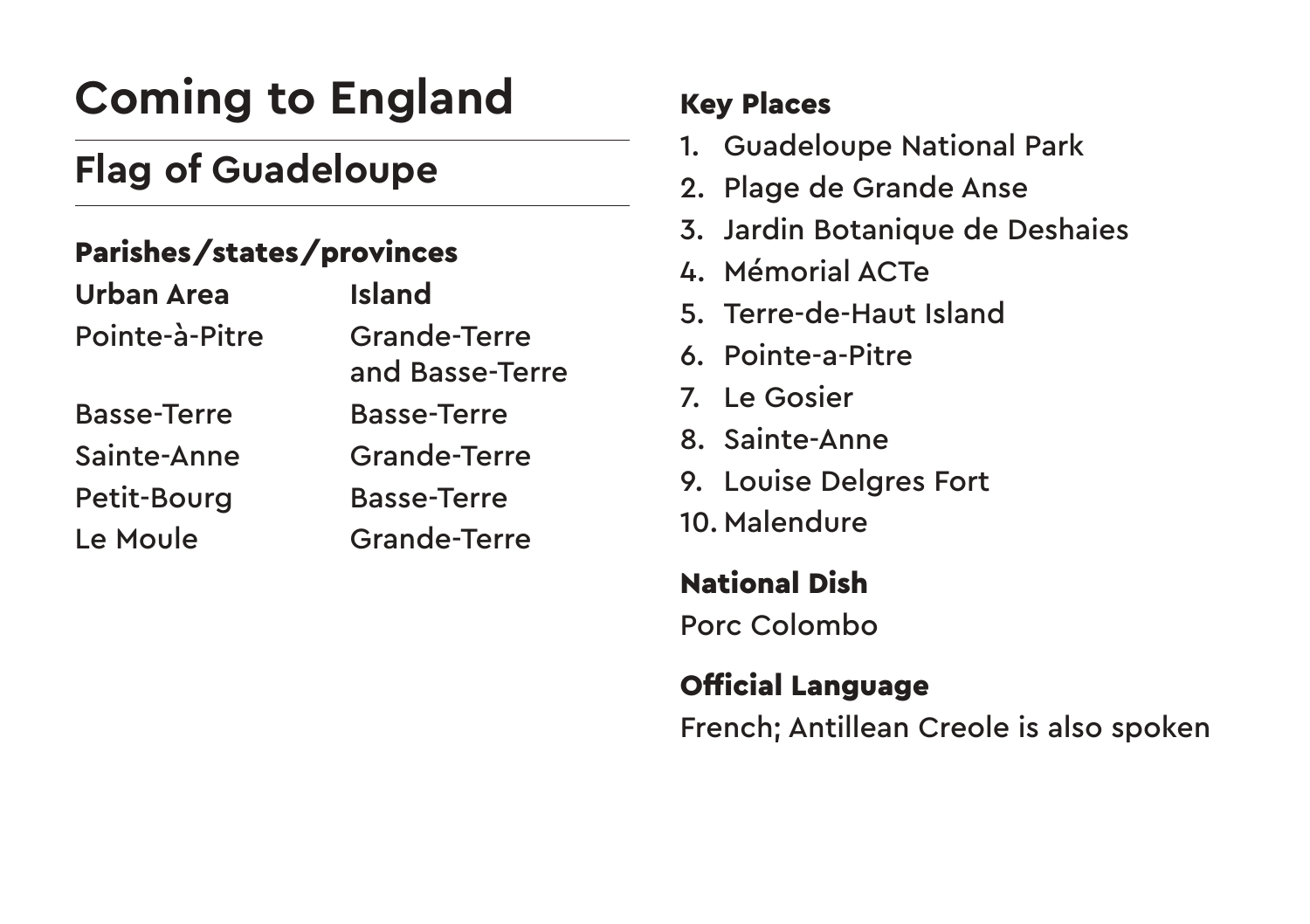# Coming to England

## Flag of Guadeloupe

### Parishes/states/provinces

| Urban Area | Island |
| --- | --- |
| Pointe-à-Pitre | Grande-Terre and Basse-Terre |
| Basse-Terre | Basse-Terre |
| Sainte-Anne | Grande-Terre |
| Petit-Bourg | Basse-Terre |
| Le Moule | Grande-Terre |

### Key Places

1. Guadeloupe National Park
2. Plage de Grande Anse
3. Jardin Botanique de Deshaies
4. Mémorial ACTe
5. Terre-de-Haut Island
6. Pointe-a-Pitre
7. Le Gosier
8. Sainte-Anne
9. Louise Delgres Fort
10. Malendure

### National Dish

Porc Colombo

### Official Language

French; Antillean Creole is also spoken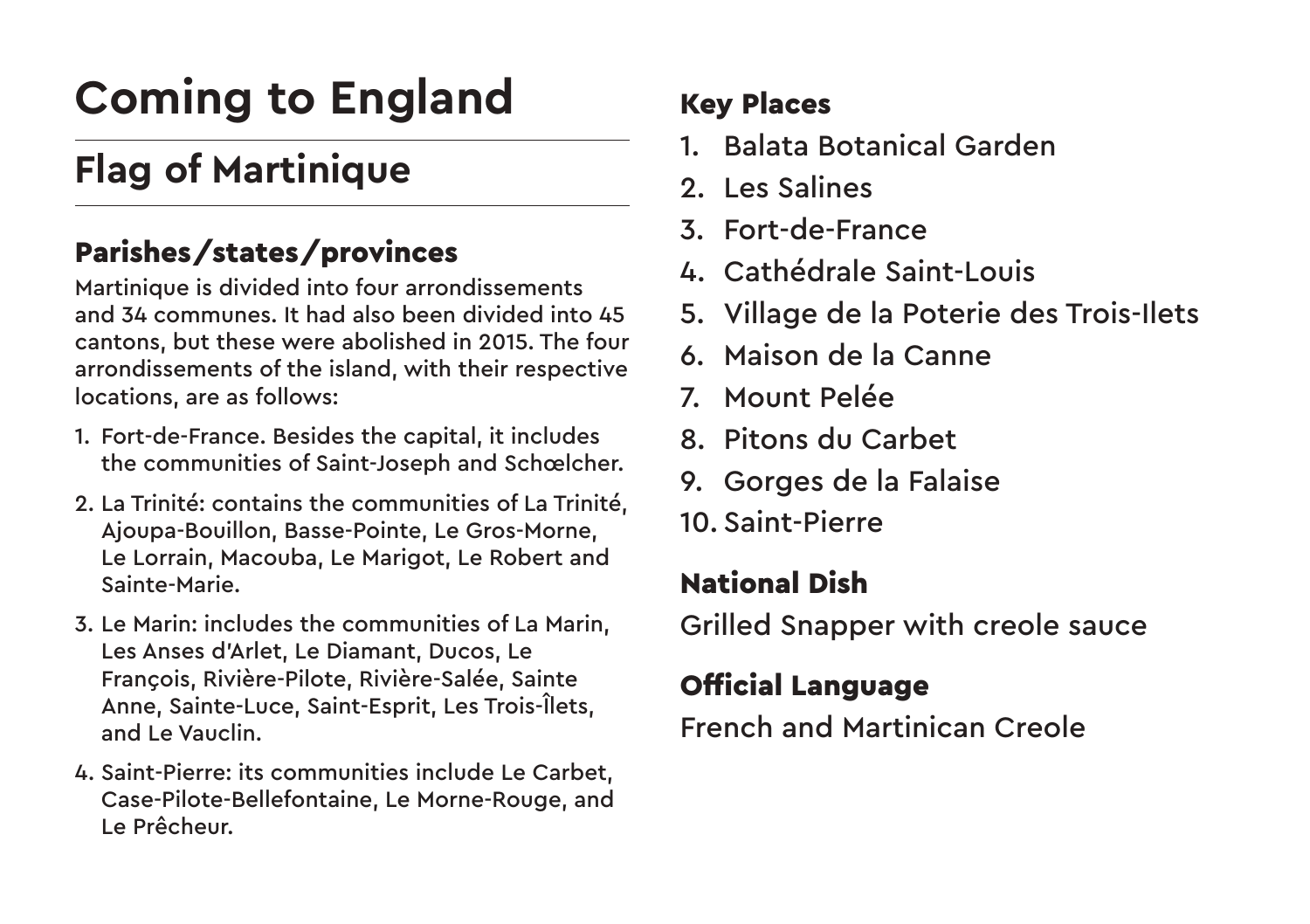# Coming to England

## Flag of Martinique

### Parishes/states/provinces

Martinique is divided into four arrondissements and 34 communes. It had also been divided into 45 cantons, but these were abolished in 2015. The four arrondissements of the island, with their respective locations, are as follows:

1. Fort-de-France. Besides the capital, it includes the communities of Saint-Joseph and Schœlcher.
2. La Trinité: contains the communities of La Trinité, Ajoupa-Bouillon, Basse-Pointe, Le Gros-Morne, Le Lorrain, Macouba, Le Marigot, Le Robert and Sainte-Marie.
3. Le Marin: includes the communities of La Marin, Les Anses d'Arlet, Le Diamant, Ducos, Le François, Rivière-Pilote, Rivière-Salée, Sainte Anne, Sainte-Luce, Saint-Esprit, Les Trois-Îlets, and Le Vauclin.
4. Saint-Pierre: its communities include Le Carbet, Case-Pilote-Bellefontaine, Le Morne-Rouge, and Le Prêcheur.

### Key Places

1. Balata Botanical Garden
2. Les Salines
3. Fort-de-France
4. Cathédrale Saint-Louis
5. Village de la Poterie des Trois-Ilets
6. Maison de la Canne
7. Mount Pelée
8. Pitons du Carbet
9. Gorges de la Falaise
10. Saint-Pierre

### National Dish

Grilled Snapper with creole sauce

### Official Language

French and Martinican Creole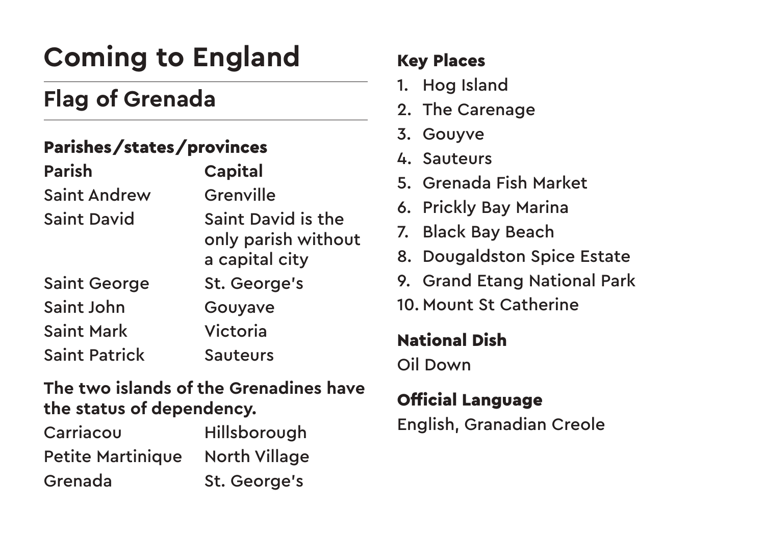# Coming to England

## Flag of Grenada

### Parishes/states/provinces

| Parish | Capital |
|---|---|
| Saint Andrew | Grenville |
| Saint David | Saint David is the only parish without a capital city |
| Saint George | St. George's |
| Saint John | Gouyave |
| Saint Mark | Victoria |
| Saint Patrick | Sauteurs |

**The two islands of the Grenadines have the status of dependency.**

| | |
|---|---|
| Carriacou | Hillsborough |
| Petite Martinique | North Village |
| Grenada | St. George's |

### Key Places

1. Hog Island
2. The Carenage
3. Gouyve
4. Sauteurs
5. Grenada Fish Market
6. Prickly Bay Marina
7. Black Bay Beach
8. Dougaldston Spice Estate
9. Grand Etang National Park
10. Mount St Catherine

### National Dish

Oil Down

### Official Language

English, Granadian Creole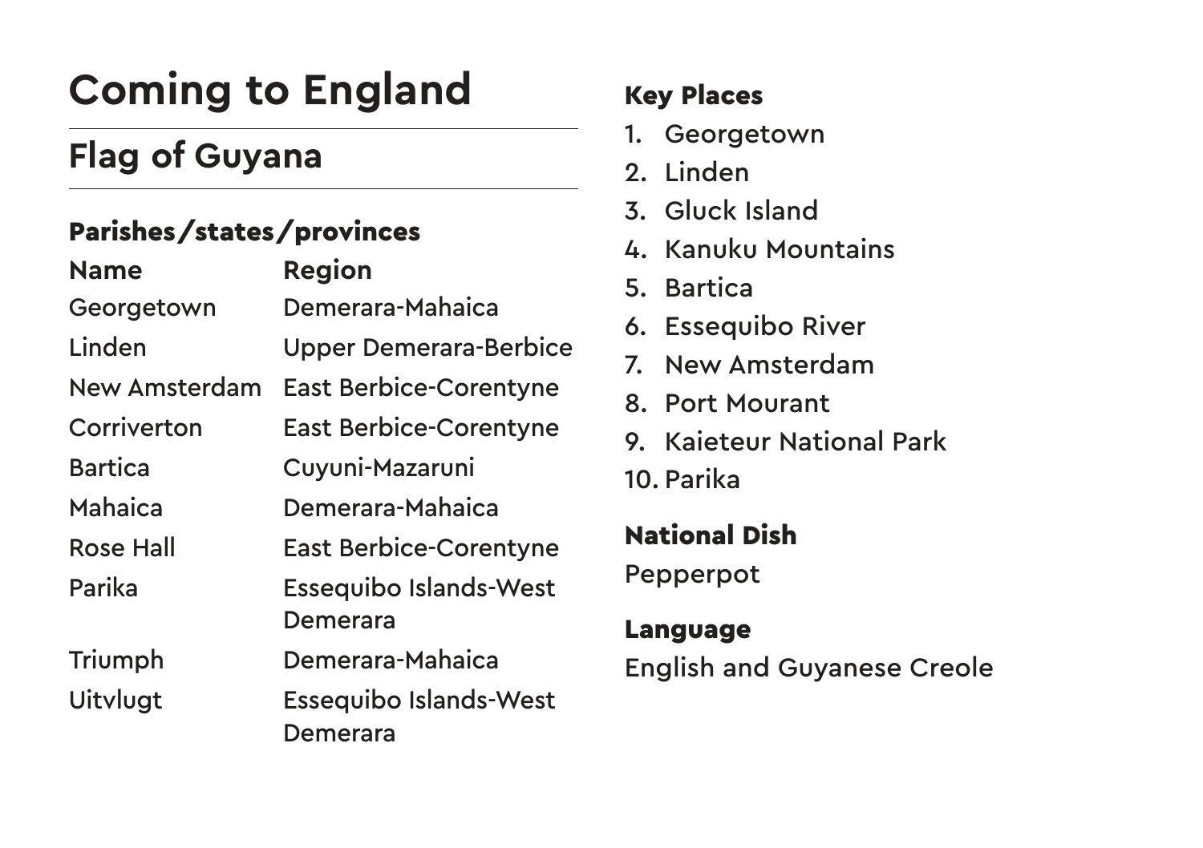# Coming to England

## Flag of Guyana

### Parishes/states/provinces

| Name | Region |
|---|---|
| Georgetown | Demerara-Mahaica |
| Linden | Upper Demerara-Berbice |
| New Amsterdam | East Berbice-Corentyne |
| Corriverton | East Berbice-Corentyne |
| Bartica | Cuyuni-Mazaruni |
| Mahaica | Demerara-Mahaica |
| Rose Hall | East Berbice-Corentyne |
| Parika | Essequibo Islands-West Demerara |
| Triumph | Demerara-Mahaica |
| Uitvlugt | Essequibo Islands-West Demerara |

### Key Places

1. Georgetown
2. Linden
3. Gluck Island
4. Kanuku Mountains
5. Bartica
6. Essequibo River
7. New Amsterdam
8. Port Mourant
9. Kaieteur National Park
10. Parika

### National Dish

Pepperpot

### Language

English and Guyanese Creole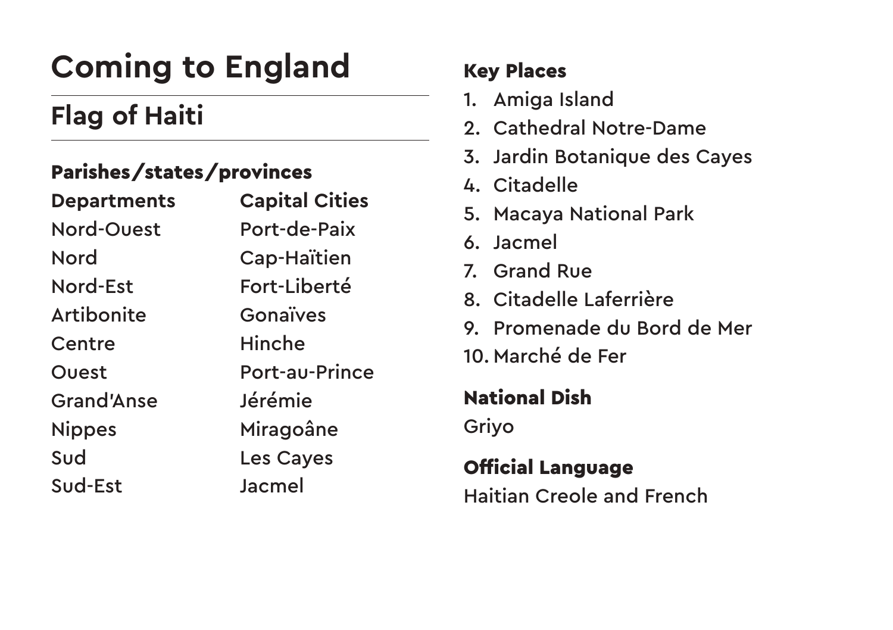# Coming to England

## Flag of Haiti

### Parishes/states/provinces

| Departments | Capital Cities |
| --- | --- |
| Nord-Ouest | Port-de-Paix |
| Nord | Cap-Haïtien |
| Nord-Est | Fort-Liberté |
| Artibonite | Gonaïves |
| Centre | Hinche |
| Ouest | Port-au-Prince |
| Grand'Anse | Jérémie |
| Nippes | Miragoâne |
| Sud | Les Cayes |
| Sud-Est | Jacmel |

### Key Places

1. Amiga Island
2. Cathedral Notre-Dame
3. Jardin Botanique des Cayes
4. Citadelle
5. Macaya National Park
6. Jacmel
7. Grand Rue
8. Citadelle Laferrière
9. Promenade du Bord de Mer
10. Marché de Fer

### National Dish

Griyo

### Official Language

Haitian Creole and French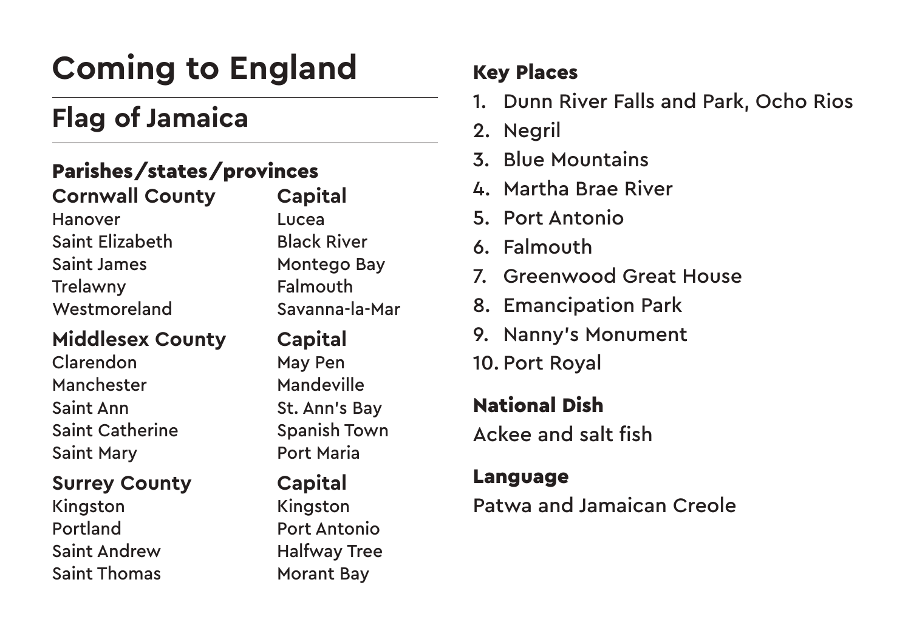# Coming to England

## Flag of Jamaica

### Parishes/states/provinces

| Cornwall County | Capital |
| --- | --- |
| Hanover | Lucea |
| Saint Elizabeth | Black River |
| Saint James | Montego Bay |
| Trelawny | Falmouth |
| Westmoreland | Savanna-la-Mar |
| **Middlesex County** | **Capital** |
| Clarendon | May Pen |
| Manchester | Mandeville |
| Saint Ann | St. Ann's Bay |
| Saint Catherine | Spanish Town |
| Saint Mary | Port Maria |
| **Surrey County** | **Capital** |
| Kingston | Kingston |
| Portland | Port Antonio |
| Saint Andrew | Halfway Tree |
| Saint Thomas | Morant Bay |

### Key Places

1. Dunn River Falls and Park, Ocho Rios
2. Negril
3. Blue Mountains
4. Martha Brae River
5. Port Antonio
6. Falmouth
7. Greenwood Great House
8. Emancipation Park
9. Nanny's Monument
10. Port Royal

### National Dish

Ackee and salt fish

### Language

Patwa and Jamaican Creole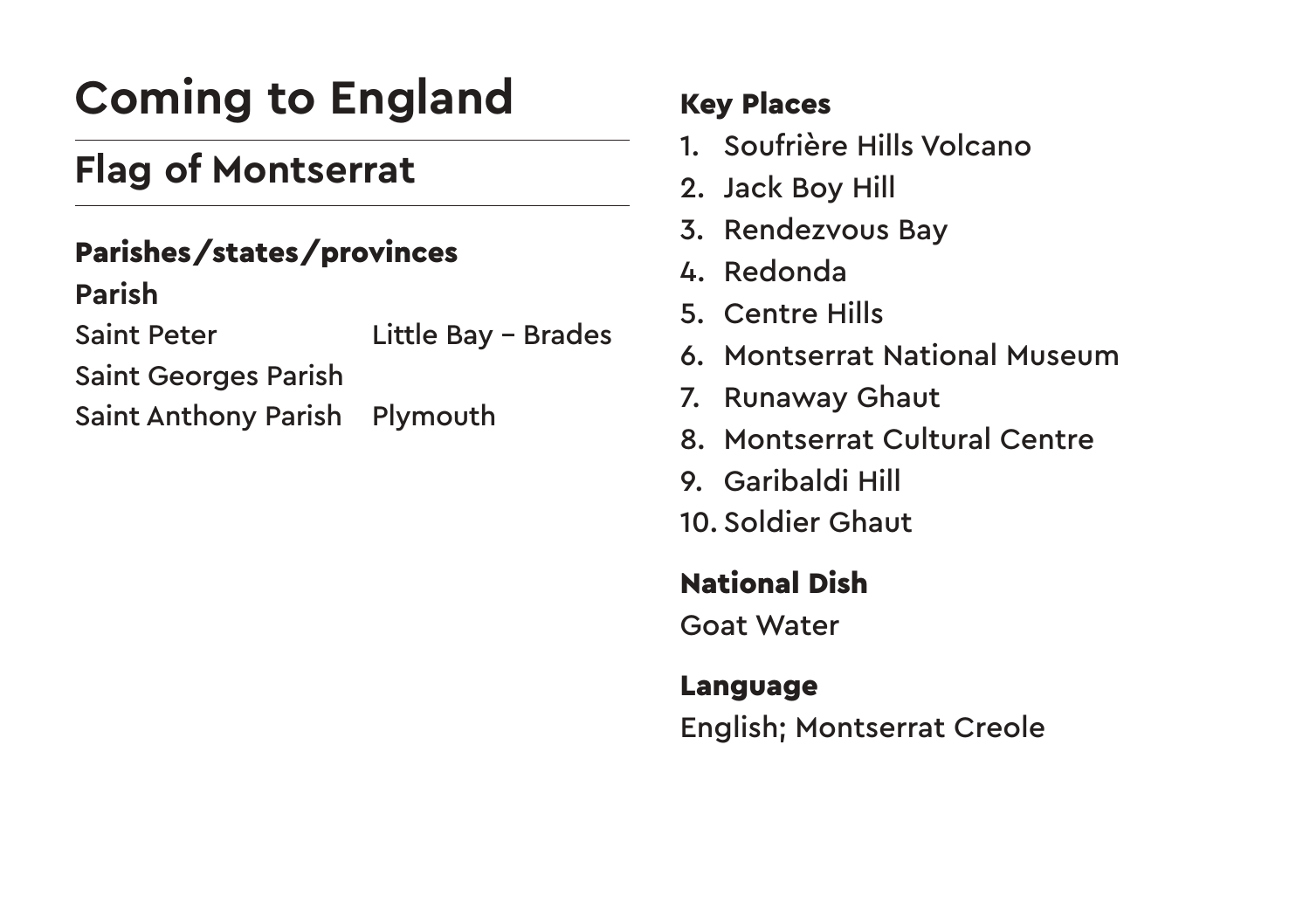# Coming to England

## Flag of Montserrat

### Parishes/states/provinces

**Parish**

| | |
|---|---|
| Saint Peter | Little Bay – Brades |
| Saint Georges Parish | |
| Saint Anthony Parish | Plymouth |

### Key Places

1. Soufrière Hills Volcano
2. Jack Boy Hill
3. Rendezvous Bay
4. Redonda
5. Centre Hills
6. Montserrat National Museum
7. Runaway Ghaut
8. Montserrat Cultural Centre
9. Garibaldi Hill
10. Soldier Ghaut

### National Dish

Goat Water

### Language

English; Montserrat Creole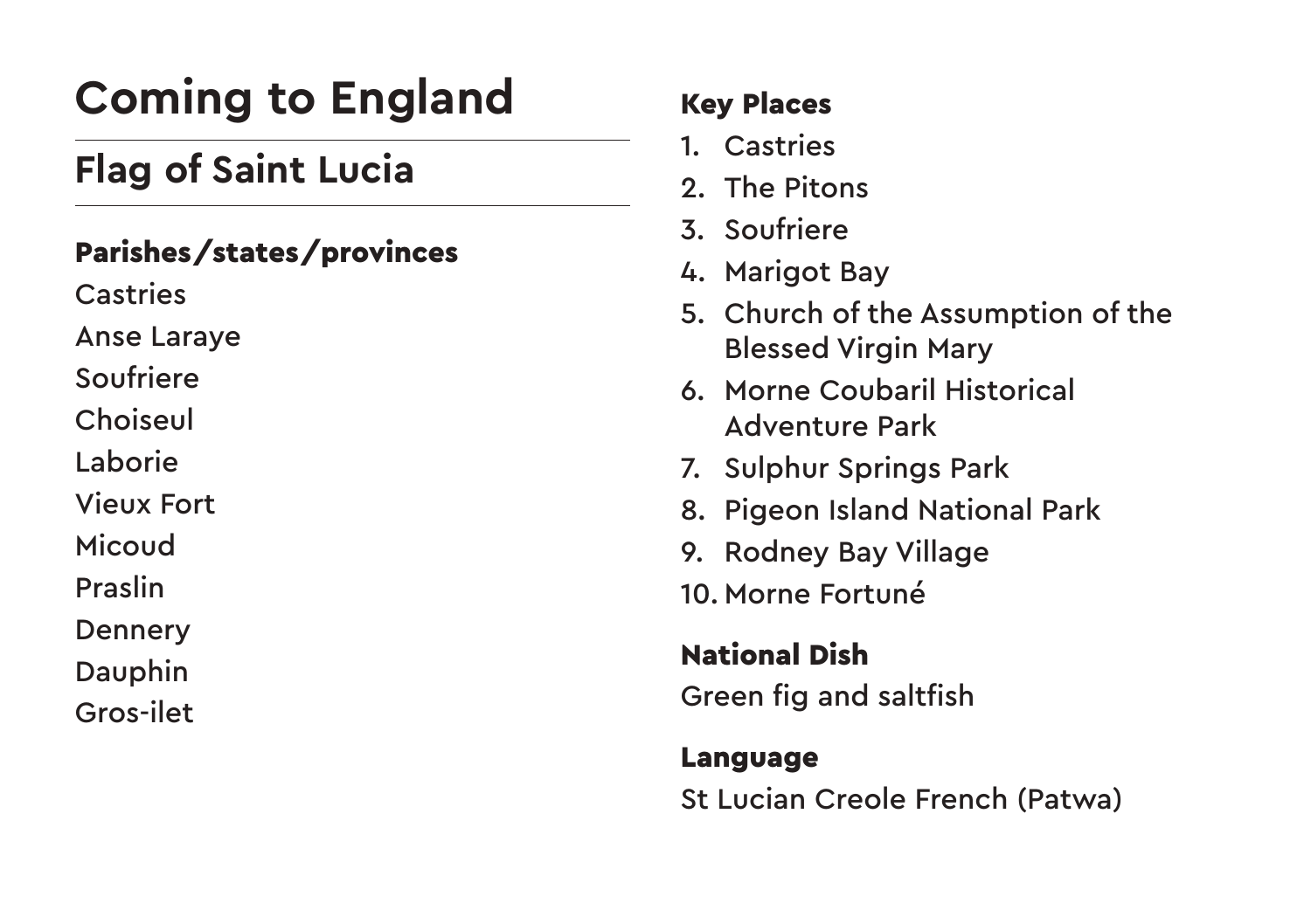# Coming to England

## Flag of Saint Lucia

### Parishes/states/provinces

Castries

Anse Laraye

Soufriere

Choiseul

Laborie

Vieux Fort

Micoud

Praslin

Dennery

Dauphin

Gros-ilet

### Key Places

1. Castries
2. The Pitons
3. Soufriere
4. Marigot Bay
5. Church of the Assumption of the Blessed Virgin Mary
6. Morne Coubaril Historical Adventure Park
7. Sulphur Springs Park
8. Pigeon Island National Park
9. Rodney Bay Village
10. Morne Fortuné

### National Dish

Green fig and saltfish

### Language

St Lucian Creole French (Patwa)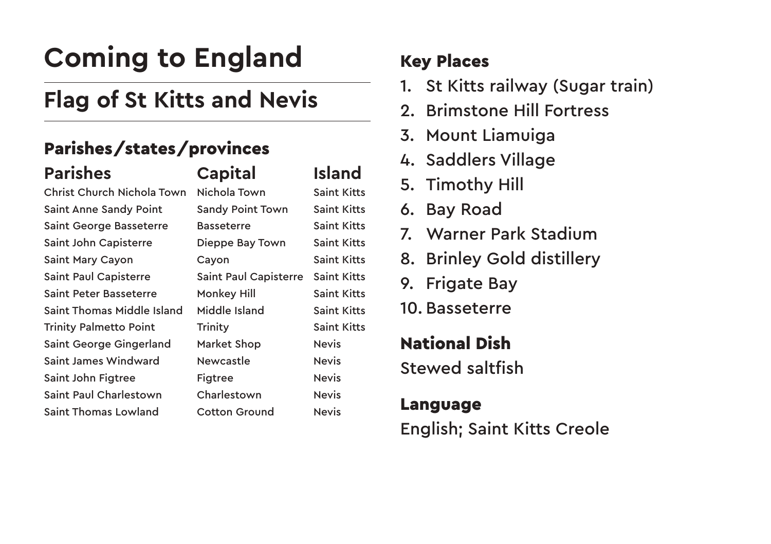# Coming to England

## Flag of St Kitts and Nevis

### Parishes/states/provinces

| Parishes | Capital | Island |
| --- | --- | --- |
| Christ Church Nichola Town | Nichola Town | Saint Kitts |
| Saint Anne Sandy Point | Sandy Point Town | Saint Kitts |
| Saint George Basseterre | Basseterre | Saint Kitts |
| Saint John Capisterre | Dieppe Bay Town | Saint Kitts |
| Saint Mary Cayon | Cayon | Saint Kitts |
| Saint Paul Capisterre | Saint Paul Capisterre | Saint Kitts |
| Saint Peter Basseterre | Monkey Hill | Saint Kitts |
| Saint Thomas Middle Island | Middle Island | Saint Kitts |
| Trinity Palmetto Point | Trinity | Saint Kitts |
| Saint George Gingerland | Market Shop | Nevis |
| Saint James Windward | Newcastle | Nevis |
| Saint John Figtree | Figtree | Nevis |
| Saint Paul Charlestown | Charlestown | Nevis |
| Saint Thomas Lowland | Cotton Ground | Nevis |

### Key Places

1. St Kitts railway (Sugar train)
2. Brimstone Hill Fortress
3. Mount Liamuiga
4. Saddlers Village
5. Timothy Hill
6. Bay Road
7. Warner Park Stadium
8. Brinley Gold distillery
9. Frigate Bay
10. Basseterre

### National Dish

Stewed saltfish

### Language

English; Saint Kitts Creole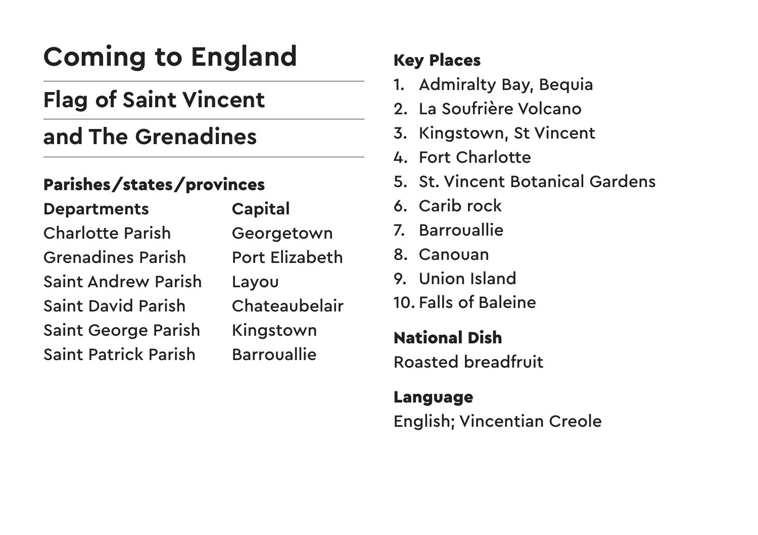# Coming to England

## Flag of Saint Vincent and The Grenadines

### Parishes/states/provinces

| Departments | Capital |
| --- | --- |
| Charlotte Parish | Georgetown |
| Grenadines Parish | Port Elizabeth |
| Saint Andrew Parish | Layou |
| Saint David Parish | Chateaubelair |
| Saint George Parish | Kingstown |
| Saint Patrick Parish | Barrouallie |

### Key Places

1. Admiralty Bay, Bequia
2. La Soufrière Volcano
3. Kingstown, St Vincent
4. Fort Charlotte
5. St. Vincent Botanical Gardens
6. Carib rock
7. Barrouallie
8. Canouan
9. Union Island
10. Falls of Baleine

### National Dish

Roasted breadfruit

### Language

English; Vincentian Creole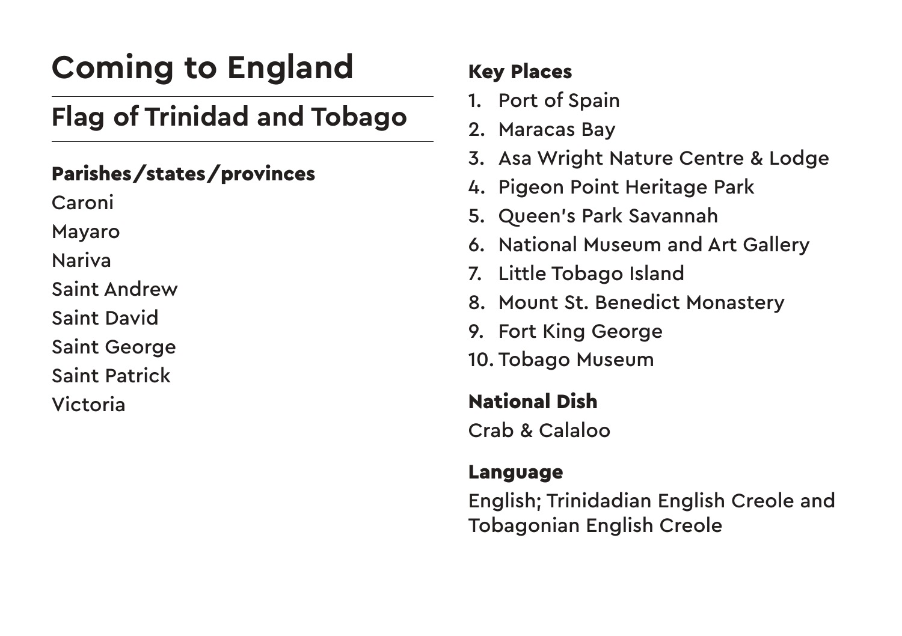# Coming to England

## Flag of Trinidad and Tobago

### Parishes/states/provinces

Caroni

Mayaro

Nariva

Saint Andrew

Saint David

Saint George

Saint Patrick

Victoria

### Key Places

1. Port of Spain
2. Maracas Bay
3. Asa Wright Nature Centre & Lodge
4. Pigeon Point Heritage Park
5. Queen's Park Savannah
6. National Museum and Art Gallery
7. Little Tobago Island
8. Mount St. Benedict Monastery
9. Fort King George
10. Tobago Museum

### National Dish

Crab & Calaloo

### Language

English; Trinidadian English Creole and Tobagonian English Creole